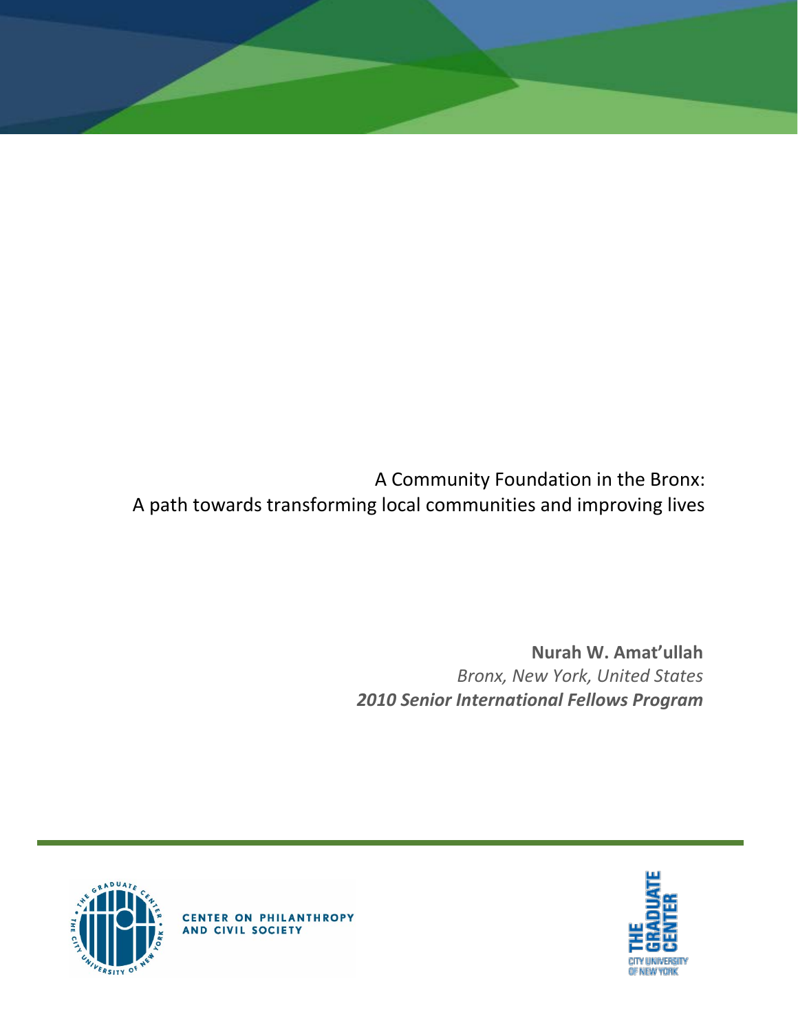# A Community Foundation in the Bronx:
# A path towards transforming local communities and improving lives

**Nurah W. Amat'ullah**
*Bronx, New York, United States*
***2010 Senior International Fellows Program***

CENTER ON PHILANTHROPY AND CIVIL SOCIETY

THE GRADUATE CENTER
CITY UNIVERSITY OF NEW YORK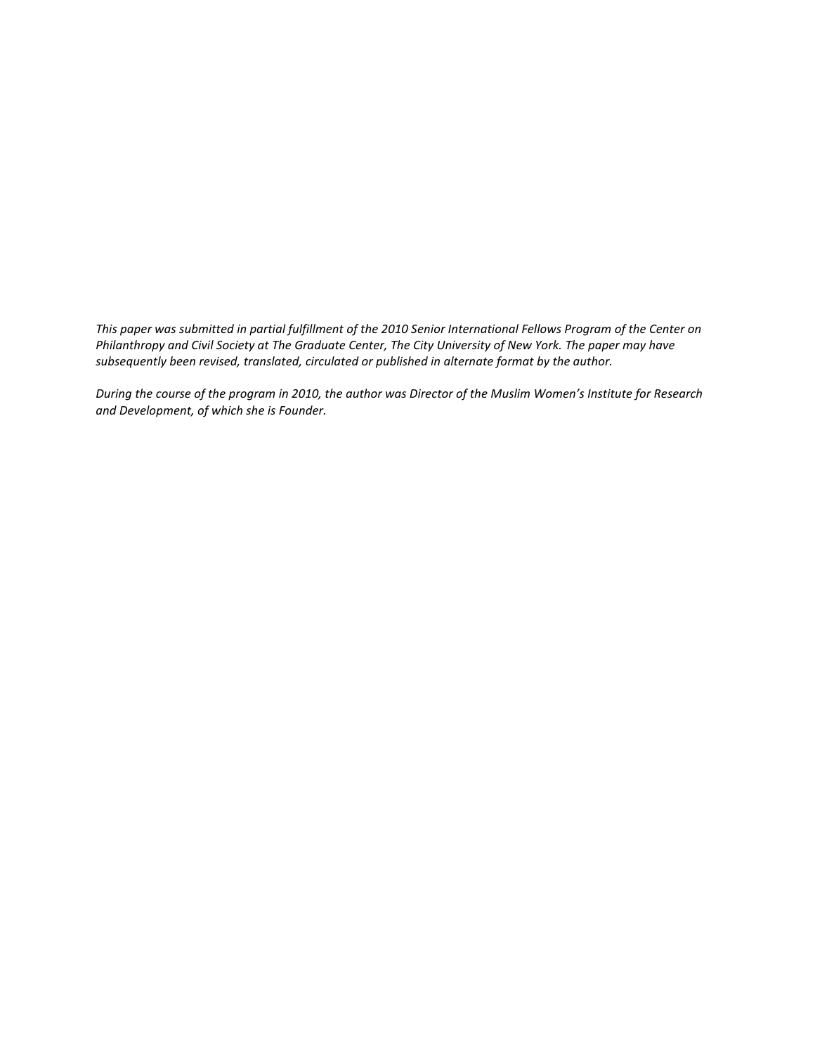*This paper was submitted in partial fulfillment of the 2010 Senior International Fellows Program of the Center on Philanthropy and Civil Society at The Graduate Center, The City University of New York. The paper may have subsequently been revised, translated, circulated or published in alternate format by the author.*

*During the course of the program in 2010, the author was Director of the Muslim Women's Institute for Research and Development, of which she is Founder.*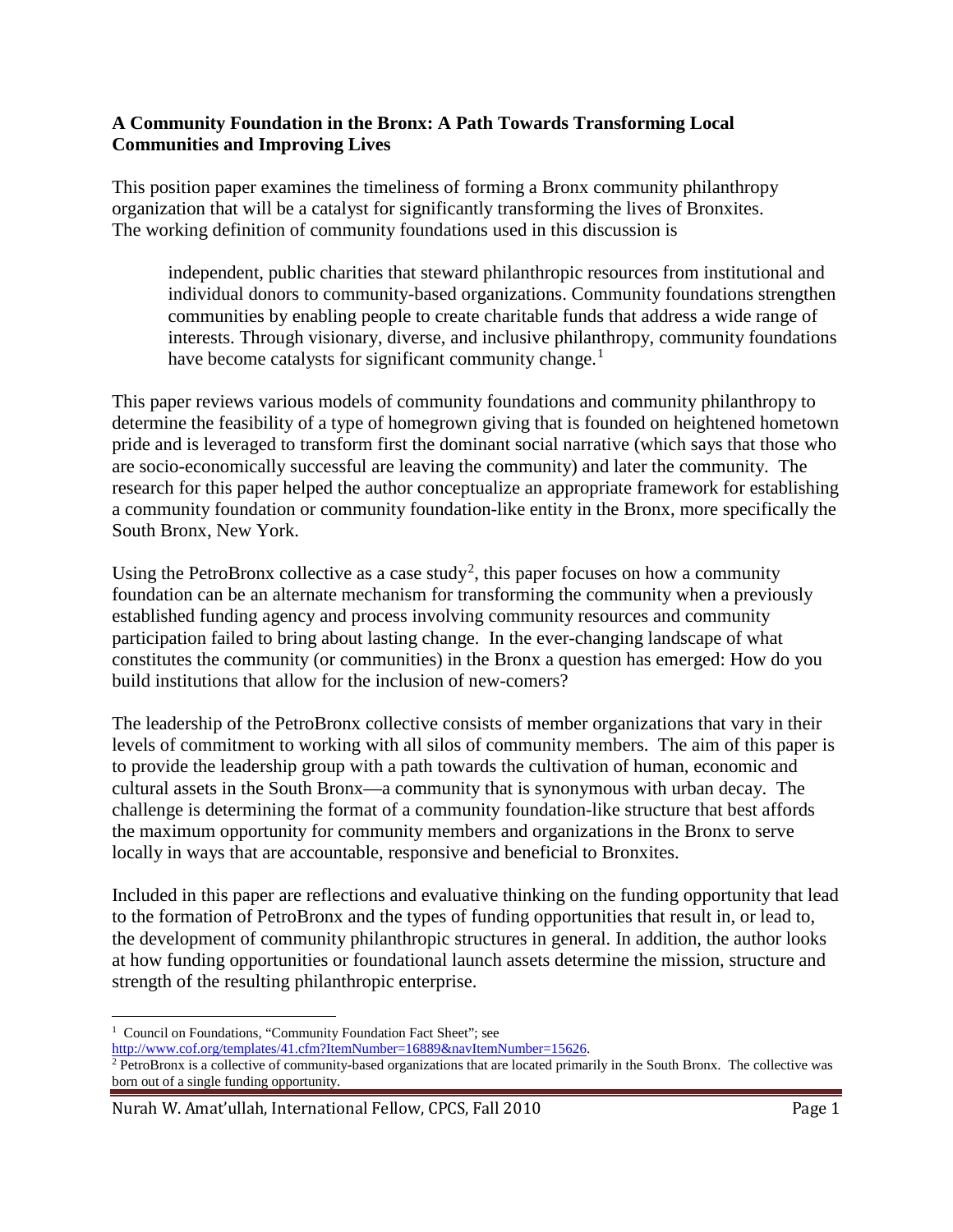**A Community Foundation in the Bronx: A Path Towards Transforming Local Communities and Improving Lives**

This position paper examines the timeliness of forming a Bronx community philanthropy organization that will be a catalyst for significantly transforming the lives of Bronxites. The working definition of community foundations used in this discussion is

> independent, public charities that steward philanthropic resources from institutional and individual donors to community-based organizations. Community foundations strengthen communities by enabling people to create charitable funds that address a wide range of interests. Through visionary, diverse, and inclusive philanthropy, community foundations have become catalysts for significant community change.[1]

This paper reviews various models of community foundations and community philanthropy to determine the feasibility of a type of homegrown giving that is founded on heightened hometown pride and is leveraged to transform first the dominant social narrative (which says that those who are socio-economically successful are leaving the community) and later the community. The research for this paper helped the author conceptualize an appropriate framework for establishing a community foundation or community foundation-like entity in the Bronx, more specifically the South Bronx, New York.

Using the PetroBronx collective as a case study[2], this paper focuses on how a community foundation can be an alternate mechanism for transforming the community when a previously established funding agency and process involving community resources and community participation failed to bring about lasting change. In the ever-changing landscape of what constitutes the community (or communities) in the Bronx a question has emerged: How do you build institutions that allow for the inclusion of new-comers?

The leadership of the PetroBronx collective consists of member organizations that vary in their levels of commitment to working with all silos of community members. The aim of this paper is to provide the leadership group with a path towards the cultivation of human, economic and cultural assets in the South Bronx—a community that is synonymous with urban decay. The challenge is determining the format of a community foundation-like structure that best affords the maximum opportunity for community members and organizations in the Bronx to serve locally in ways that are accountable, responsive and beneficial to Bronxites.

Included in this paper are reflections and evaluative thinking on the funding opportunity that lead to the formation of PetroBronx and the types of funding opportunities that result in, or lead to, the development of community philanthropic structures in general. In addition, the author looks at how funding opportunities or foundational launch assets determine the mission, structure and strength of the resulting philanthropic enterprise.

---

[1] Council on Foundations, "Community Foundation Fact Sheet"; see http://www.cof.org/templates/41.cfm?ItemNumber=16889&navItemNumber=15626.

[2] PetroBronx is a collective of community-based organizations that are located primarily in the South Bronx. The collective was born out of a single funding opportunity.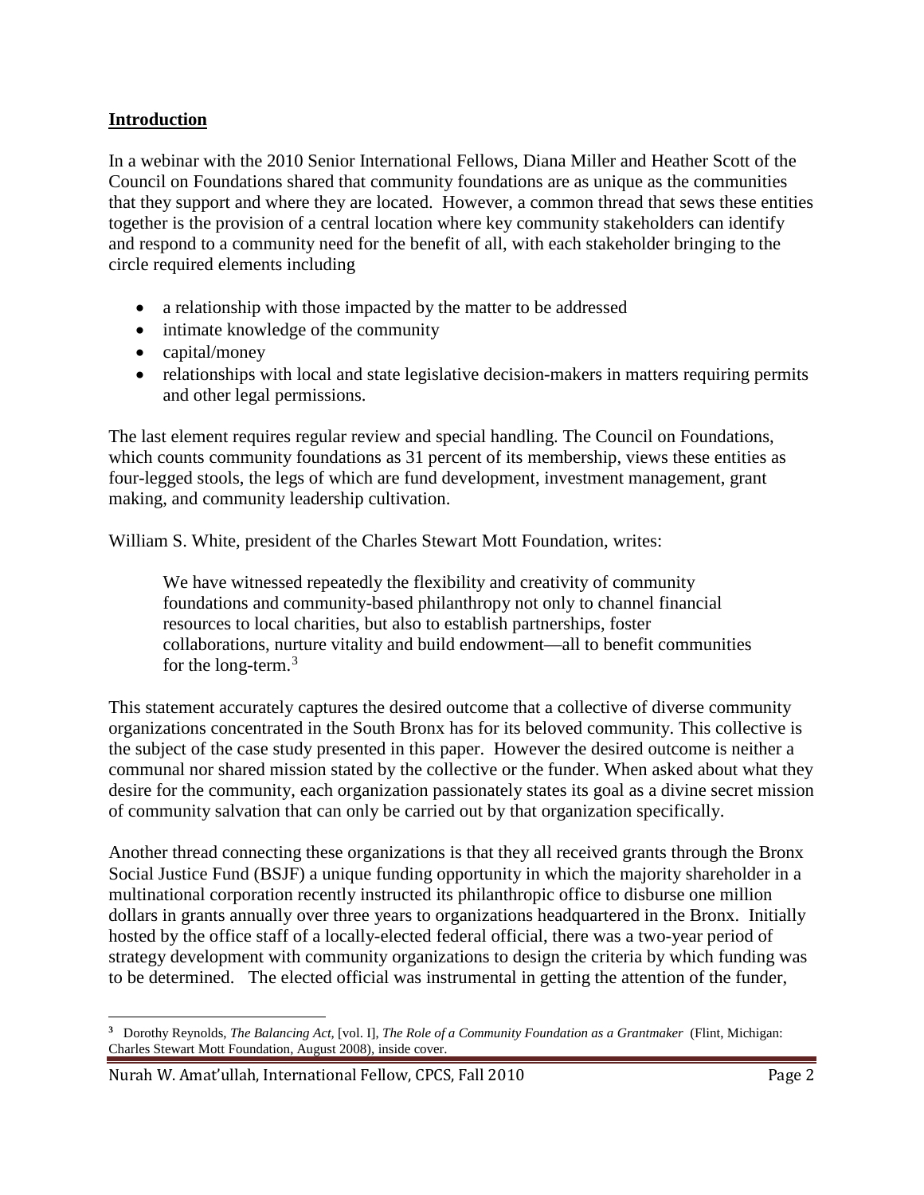## Introduction

In a webinar with the 2010 Senior International Fellows, Diana Miller and Heather Scott of the Council on Foundations shared that community foundations are as unique as the communities that they support and where they are located. However, a common thread that sews these entities together is the provision of a central location where key community stakeholders can identify and respond to a community need for the benefit of all, with each stakeholder bringing to the circle required elements including

- a relationship with those impacted by the matter to be addressed
- intimate knowledge of the community
- capital/money
- relationships with local and state legislative decision-makers in matters requiring permits and other legal permissions.

The last element requires regular review and special handling. The Council on Foundations, which counts community foundations as 31 percent of its membership, views these entities as four-legged stools, the legs of which are fund development, investment management, grant making, and community leadership cultivation.

William S. White, president of the Charles Stewart Mott Foundation, writes:

> We have witnessed repeatedly the flexibility and creativity of community foundations and community-based philanthropy not only to channel financial resources to local charities, but also to establish partnerships, foster collaborations, nurture vitality and build endowment—all to benefit communities for the long-term.[3]

This statement accurately captures the desired outcome that a collective of diverse community organizations concentrated in the South Bronx has for its beloved community. This collective is the subject of the case study presented in this paper. However the desired outcome is neither a communal nor shared mission stated by the collective or the funder. When asked about what they desire for the community, each organization passionately states its goal as a divine secret mission of community salvation that can only be carried out by that organization specifically.

Another thread connecting these organizations is that they all received grants through the Bronx Social Justice Fund (BSJF) a unique funding opportunity in which the majority shareholder in a multinational corporation recently instructed its philanthropic office to disburse one million dollars in grants annually over three years to organizations headquartered in the Bronx. Initially hosted by the office staff of a locally-elected federal official, there was a two-year period of strategy development with community organizations to design the criteria by which funding was to be determined. The elected official was instrumental in getting the attention of the funder,

[3] Dorothy Reynolds, *The Balancing Act*, [vol. I], *The Role of a Community Foundation as a Grantmaker* (Flint, Michigan: Charles Stewart Mott Foundation, August 2008), inside cover.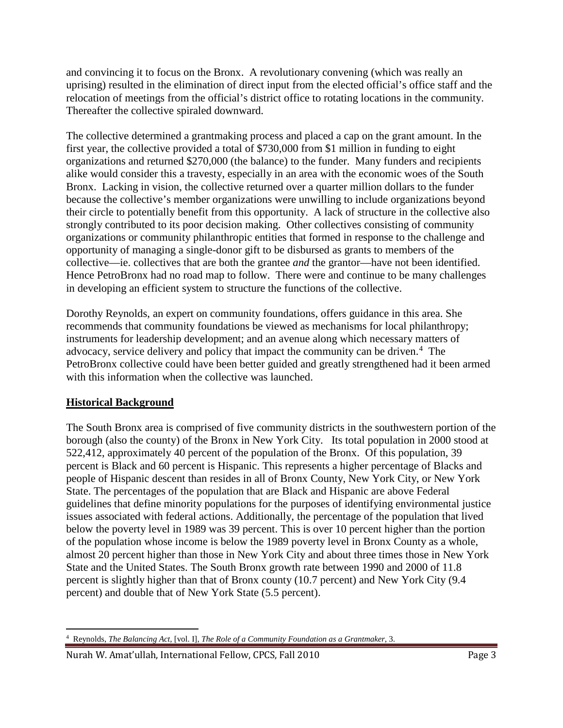and convincing it to focus on the Bronx. A revolutionary convening (which was really an uprising) resulted in the elimination of direct input from the elected official's office staff and the relocation of meetings from the official's district office to rotating locations in the community. Thereafter the collective spiraled downward.

The collective determined a grantmaking process and placed a cap on the grant amount. In the first year, the collective provided a total of $730,000 from $1 million in funding to eight organizations and returned $270,000 (the balance) to the funder. Many funders and recipients alike would consider this a travesty, especially in an area with the economic woes of the South Bronx. Lacking in vision, the collective returned over a quarter million dollars to the funder because the collective's member organizations were unwilling to include organizations beyond their circle to potentially benefit from this opportunity. A lack of structure in the collective also strongly contributed to its poor decision making. Other collectives consisting of community organizations or community philanthropic entities that formed in response to the challenge and opportunity of managing a single-donor gift to be disbursed as grants to members of the collective—ie. collectives that are both the grantee *and* the grantor—have not been identified. Hence PetroBronx had no road map to follow. There were and continue to be many challenges in developing an efficient system to structure the functions of the collective.

Dorothy Reynolds, an expert on community foundations, offers guidance in this area. She recommends that community foundations be viewed as mechanisms for local philanthropy; instruments for leadership development; and an avenue along which necessary matters of advocacy, service delivery and policy that impact the community can be driven.[4] The PetroBronx collective could have been better guided and greatly strengthened had it been armed with this information when the collective was launched.

## Historical Background

The South Bronx area is comprised of five community districts in the southwestern portion of the borough (also the county) of the Bronx in New York City. Its total population in 2000 stood at 522,412, approximately 40 percent of the population of the Bronx. Of this population, 39 percent is Black and 60 percent is Hispanic. This represents a higher percentage of Blacks and people of Hispanic descent than resides in all of Bronx County, New York City, or New York State. The percentages of the population that are Black and Hispanic are above Federal guidelines that define minority populations for the purposes of identifying environmental justice issues associated with federal actions. Additionally, the percentage of the population that lived below the poverty level in 1989 was 39 percent. This is over 10 percent higher than the portion of the population whose income is below the 1989 poverty level in Bronx County as a whole, almost 20 percent higher than those in New York City and about three times those in New York State and the United States. The South Bronx growth rate between 1990 and 2000 of 11.8 percent is slightly higher than that of Bronx county (10.7 percent) and New York City (9.4 percent) and double that of New York State (5.5 percent).

---

[4] Reynolds, *The Balancing Act*, [vol. I], *The Role of a Community Foundation as a Grantmaker*, 3.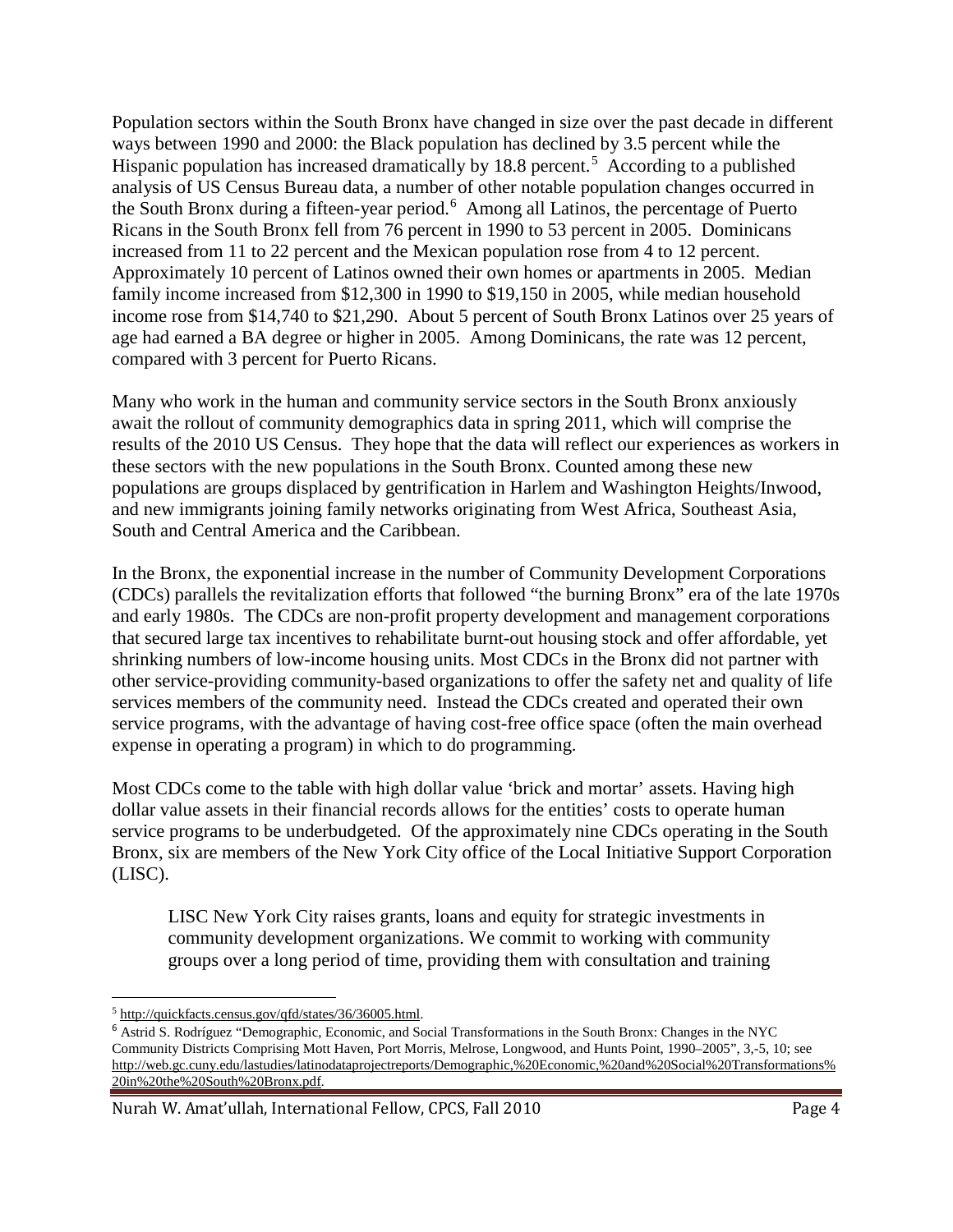Population sectors within the South Bronx have changed in size over the past decade in different ways between 1990 and 2000: the Black population has declined by 3.5 percent while the Hispanic population has increased dramatically by 18.8 percent.[5] According to a published analysis of US Census Bureau data, a number of other notable population changes occurred in the South Bronx during a fifteen-year period.[6] Among all Latinos, the percentage of Puerto Ricans in the South Bronx fell from 76 percent in 1990 to 53 percent in 2005. Dominicans increased from 11 to 22 percent and the Mexican population rose from 4 to 12 percent. Approximately 10 percent of Latinos owned their own homes or apartments in 2005. Median family income increased from $12,300 in 1990 to $19,150 in 2005, while median household income rose from $14,740 to $21,290. About 5 percent of South Bronx Latinos over 25 years of age had earned a BA degree or higher in 2005. Among Dominicans, the rate was 12 percent, compared with 3 percent for Puerto Ricans.

Many who work in the human and community service sectors in the South Bronx anxiously await the rollout of community demographics data in spring 2011, which will comprise the results of the 2010 US Census. They hope that the data will reflect our experiences as workers in these sectors with the new populations in the South Bronx. Counted among these new populations are groups displaced by gentrification in Harlem and Washington Heights/Inwood, and new immigrants joining family networks originating from West Africa, Southeast Asia, South and Central America and the Caribbean.

In the Bronx, the exponential increase in the number of Community Development Corporations (CDCs) parallels the revitalization efforts that followed "the burning Bronx" era of the late 1970s and early 1980s. The CDCs are non-profit property development and management corporations that secured large tax incentives to rehabilitate burnt-out housing stock and offer affordable, yet shrinking numbers of low-income housing units. Most CDCs in the Bronx did not partner with other service-providing community-based organizations to offer the safety net and quality of life services members of the community need. Instead the CDCs created and operated their own service programs, with the advantage of having cost-free office space (often the main overhead expense in operating a program) in which to do programming.

Most CDCs come to the table with high dollar value 'brick and mortar' assets. Having high dollar value assets in their financial records allows for the entities' costs to operate human service programs to be underbudgeted. Of the approximately nine CDCs operating in the South Bronx, six are members of the New York City office of the Local Initiative Support Corporation (LISC).

> LISC New York City raises grants, loans and equity for strategic investments in community development organizations. We commit to working with community groups over a long period of time, providing them with consultation and training

---

[5] http://quickfacts.census.gov/qfd/states/36/36005.html.

[6] Astrid S. Rodríguez "Demographic, Economic, and Social Transformations in the South Bronx: Changes in the NYC Community Districts Comprising Mott Haven, Port Morris, Melrose, Longwood, and Hunts Point, 1990–2005", 3,-5, 10; see http://web.gc.cuny.edu/lastudies/latinodataprojectreports/Demographic,%20Economic,%20and%20Social%20Transformations%20in%20the%20South%20Bronx.pdf.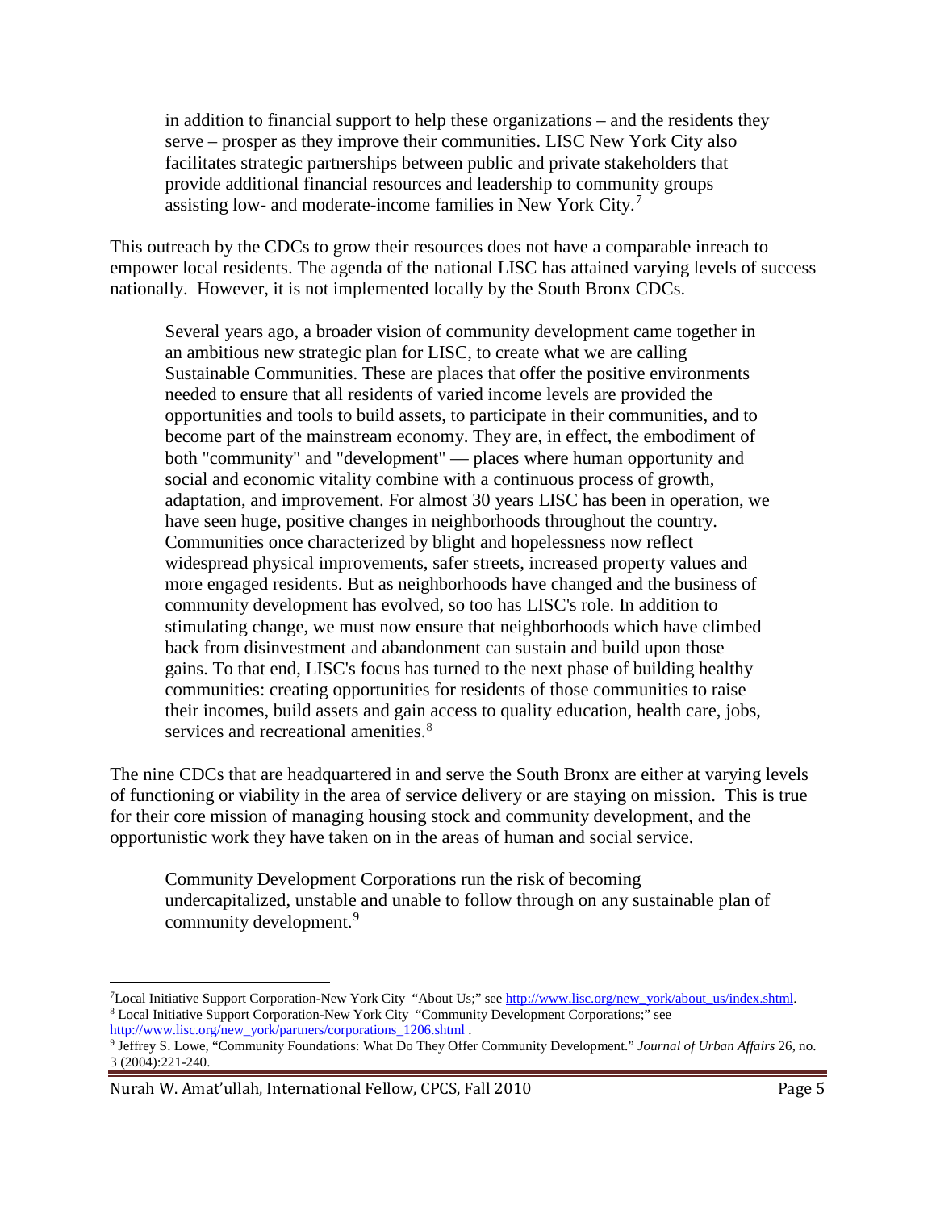> in addition to financial support to help these organizations – and the residents they serve – prosper as they improve their communities. LISC New York City also facilitates strategic partnerships between public and private stakeholders that provide additional financial resources and leadership to community groups assisting low- and moderate-income families in New York City.[7]

This outreach by the CDCs to grow their resources does not have a comparable inreach to empower local residents. The agenda of the national LISC has attained varying levels of success nationally. However, it is not implemented locally by the South Bronx CDCs.

> Several years ago, a broader vision of community development came together in an ambitious new strategic plan for LISC, to create what we are calling Sustainable Communities. These are places that offer the positive environments needed to ensure that all residents of varied income levels are provided the opportunities and tools to build assets, to participate in their communities, and to become part of the mainstream economy. They are, in effect, the embodiment of both "community" and "development" — places where human opportunity and social and economic vitality combine with a continuous process of growth, adaptation, and improvement. For almost 30 years LISC has been in operation, we have seen huge, positive changes in neighborhoods throughout the country. Communities once characterized by blight and hopelessness now reflect widespread physical improvements, safer streets, increased property values and more engaged residents. But as neighborhoods have changed and the business of community development has evolved, so too has LISC's role. In addition to stimulating change, we must now ensure that neighborhoods which have climbed back from disinvestment and abandonment can sustain and build upon those gains. To that end, LISC's focus has turned to the next phase of building healthy communities: creating opportunities for residents of those communities to raise their incomes, build assets and gain access to quality education, health care, jobs, services and recreational amenities.[8]

The nine CDCs that are headquartered in and serve the South Bronx are either at varying levels of functioning or viability in the area of service delivery or are staying on mission. This is true for their core mission of managing housing stock and community development, and the opportunistic work they have taken on in the areas of human and social service.

> Community Development Corporations run the risk of becoming undercapitalized, unstable and unable to follow through on any sustainable plan of community development.[9]

---

[7] Local Initiative Support Corporation-New York City "About Us;" see http://www.lisc.org/new_york/about_us/index.shtml.

[8] Local Initiative Support Corporation-New York City "Community Development Corporations;" see http://www.lisc.org/new_york/partners/corporations_1206.shtml .

[9] Jeffrey S. Lowe, "Community Foundations: What Do They Offer Community Development." *Journal of Urban Affairs* 26, no. 3 (2004):221-240.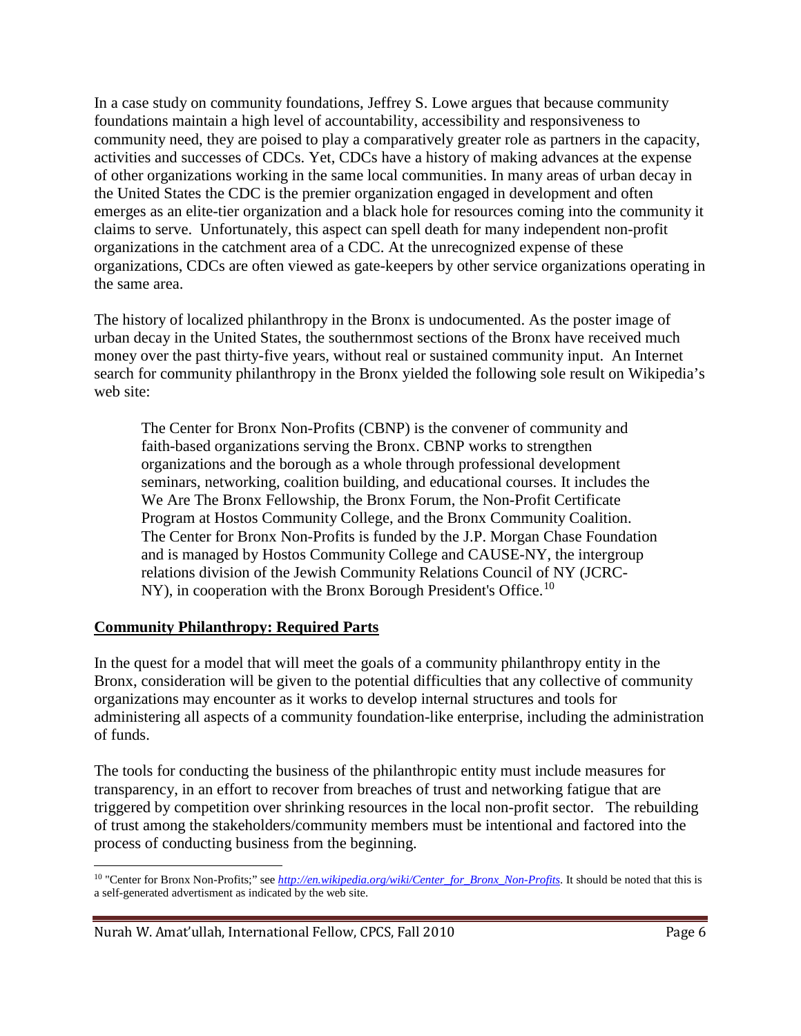In a case study on community foundations, Jeffrey S. Lowe argues that because community foundations maintain a high level of accountability, accessibility and responsiveness to community need, they are poised to play a comparatively greater role as partners in the capacity, activities and successes of CDCs. Yet, CDCs have a history of making advances at the expense of other organizations working in the same local communities. In many areas of urban decay in the United States the CDC is the premier organization engaged in development and often emerges as an elite-tier organization and a black hole for resources coming into the community it claims to serve. Unfortunately, this aspect can spell death for many independent non-profit organizations in the catchment area of a CDC. At the unrecognized expense of these organizations, CDCs are often viewed as gate-keepers by other service organizations operating in the same area.

The history of localized philanthropy in the Bronx is undocumented. As the poster image of urban decay in the United States, the southernmost sections of the Bronx have received much money over the past thirty-five years, without real or sustained community input. An Internet search for community philanthropy in the Bronx yielded the following sole result on Wikipedia's web site:

> The Center for Bronx Non-Profits (CBNP) is the convener of community and faith-based organizations serving the Bronx. CBNP works to strengthen organizations and the borough as a whole through professional development seminars, networking, coalition building, and educational courses. It includes the We Are The Bronx Fellowship, the Bronx Forum, the Non-Profit Certificate Program at Hostos Community College, and the Bronx Community Coalition. The Center for Bronx Non-Profits is funded by the J.P. Morgan Chase Foundation and is managed by Hostos Community College and CAUSE-NY, the intergroup relations division of the Jewish Community Relations Council of NY (JCRC-NY), in cooperation with the Bronx Borough President's Office.[10]

## Community Philanthropy: Required Parts

In the quest for a model that will meet the goals of a community philanthropy entity in the Bronx, consideration will be given to the potential difficulties that any collective of community organizations may encounter as it works to develop internal structures and tools for administering all aspects of a community foundation-like enterprise, including the administration of funds.

The tools for conducting the business of the philanthropic entity must include measures for transparency, in an effort to recover from breaches of trust and networking fatigue that are triggered by competition over shrinking resources in the local non-profit sector. The rebuilding of trust among the stakeholders/community members must be intentional and factored into the process of conducting business from the beginning.

---

[10] "Center for Bronx Non-Profits;" see *http://en.wikipedia.org/wiki/Center_for_Bronx_Non-Profits*. It should be noted that this is a self-generated advertisment as indicated by the web site.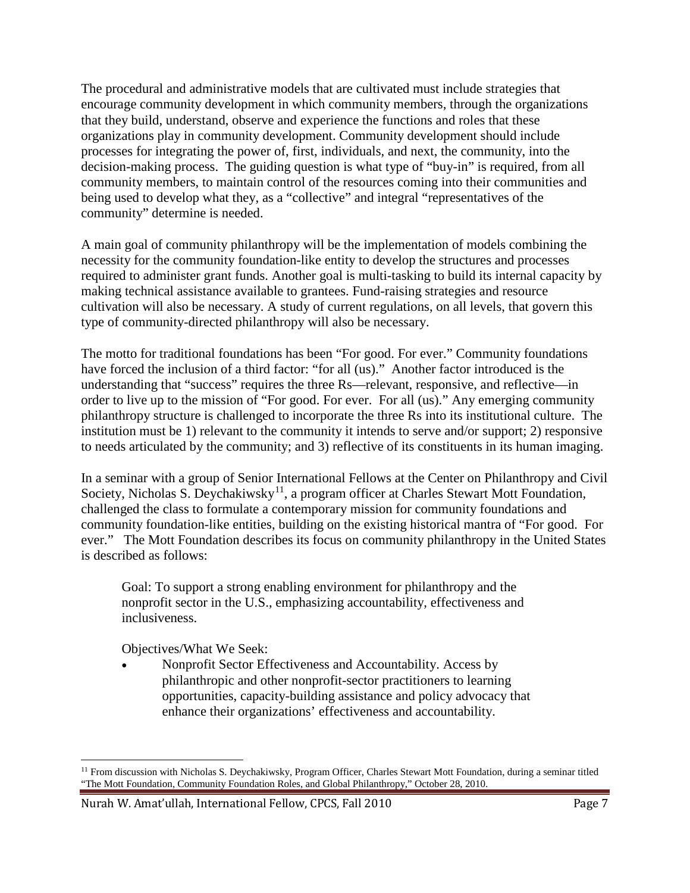The procedural and administrative models that are cultivated must include strategies that encourage community development in which community members, through the organizations that they build, understand, observe and experience the functions and roles that these organizations play in community development. Community development should include processes for integrating the power of, first, individuals, and next, the community, into the decision-making process. The guiding question is what type of "buy-in" is required, from all community members, to maintain control of the resources coming into their communities and being used to develop what they, as a "collective" and integral "representatives of the community" determine is needed.

A main goal of community philanthropy will be the implementation of models combining the necessity for the community foundation-like entity to develop the structures and processes required to administer grant funds. Another goal is multi-tasking to build its internal capacity by making technical assistance available to grantees. Fund-raising strategies and resource cultivation will also be necessary. A study of current regulations, on all levels, that govern this type of community-directed philanthropy will also be necessary.

The motto for traditional foundations has been "For good. For ever." Community foundations have forced the inclusion of a third factor: "for all (us)." Another factor introduced is the understanding that "success" requires the three Rs—relevant, responsive, and reflective—in order to live up to the mission of "For good. For ever. For all (us)." Any emerging community philanthropy structure is challenged to incorporate the three Rs into its institutional culture. The institution must be 1) relevant to the community it intends to serve and/or support; 2) responsive to needs articulated by the community; and 3) reflective of its constituents in its human imaging.

In a seminar with a group of Senior International Fellows at the Center on Philanthropy and Civil Society, Nicholas S. Deychakiwsky[11], a program officer at Charles Stewart Mott Foundation, challenged the class to formulate a contemporary mission for community foundations and community foundation-like entities, building on the existing historical mantra of "For good. For ever." The Mott Foundation describes its focus on community philanthropy in the United States is described as follows:

> Goal: To support a strong enabling environment for philanthropy and the nonprofit sector in the U.S., emphasizing accountability, effectiveness and inclusiveness.
>
> Objectives/What We Seek:
>
> - Nonprofit Sector Effectiveness and Accountability. Access by philanthropic and other nonprofit-sector practitioners to learning opportunities, capacity-building assistance and policy advocacy that enhance their organizations' effectiveness and accountability.

[11] From discussion with Nicholas S. Deychakiwsky, Program Officer, Charles Stewart Mott Foundation, during a seminar titled "The Mott Foundation, Community Foundation Roles, and Global Philanthropy," October 28, 2010.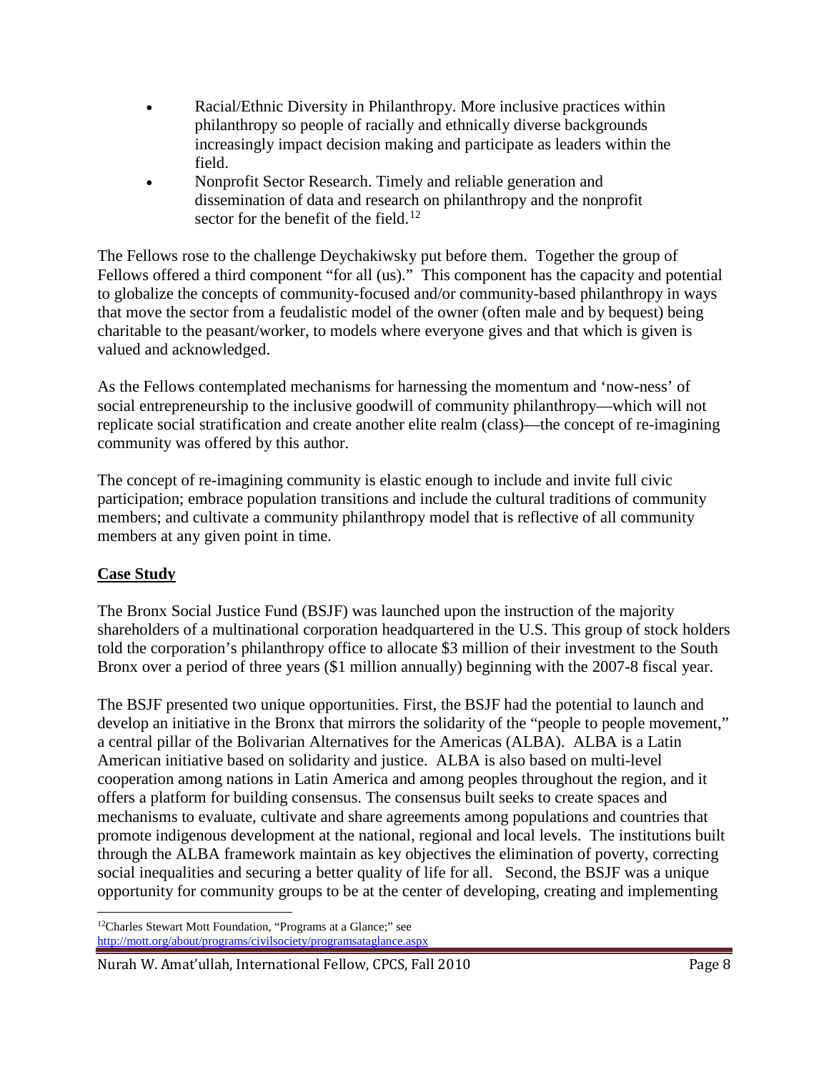- Racial/Ethnic Diversity in Philanthropy. More inclusive practices within philanthropy so people of racially and ethnically diverse backgrounds increasingly impact decision making and participate as leaders within the field.
- Nonprofit Sector Research. Timely and reliable generation and dissemination of data and research on philanthropy and the nonprofit sector for the benefit of the field.[12]

The Fellows rose to the challenge Deychakiwsky put before them. Together the group of Fellows offered a third component "for all (us)." This component has the capacity and potential to globalize the concepts of community-focused and/or community-based philanthropy in ways that move the sector from a feudalistic model of the owner (often male and by bequest) being charitable to the peasant/worker, to models where everyone gives and that which is given is valued and acknowledged.

As the Fellows contemplated mechanisms for harnessing the momentum and 'now-ness' of social entrepreneurship to the inclusive goodwill of community philanthropy—which will not replicate social stratification and create another elite realm (class)—the concept of re-imagining community was offered by this author.

The concept of re-imagining community is elastic enough to include and invite full civic participation; embrace population transitions and include the cultural traditions of community members; and cultivate a community philanthropy model that is reflective of all community members at any given point in time.

## Case Study

The Bronx Social Justice Fund (BSJF) was launched upon the instruction of the majority shareholders of a multinational corporation headquartered in the U.S. This group of stock holders told the corporation's philanthropy office to allocate \$3 million of their investment to the South Bronx over a period of three years (\$1 million annually) beginning with the 2007-8 fiscal year.

The BSJF presented two unique opportunities. First, the BSJF had the potential to launch and develop an initiative in the Bronx that mirrors the solidarity of the "people to people movement," a central pillar of the Bolivarian Alternatives for the Americas (ALBA). ALBA is a Latin American initiative based on solidarity and justice. ALBA is also based on multi-level cooperation among nations in Latin America and among peoples throughout the region, and it offers a platform for building consensus. The consensus built seeks to create spaces and mechanisms to evaluate, cultivate and share agreements among populations and countries that promote indigenous development at the national, regional and local levels. The institutions built through the ALBA framework maintain as key objectives the elimination of poverty, correcting social inequalities and securing a better quality of life for all. Second, the BSJF was a unique opportunity for community groups to be at the center of developing, creating and implementing

[12] Charles Stewart Mott Foundation, "Programs at a Glance;" see http://mott.org/about/programs/civilsociety/programsataglance.aspx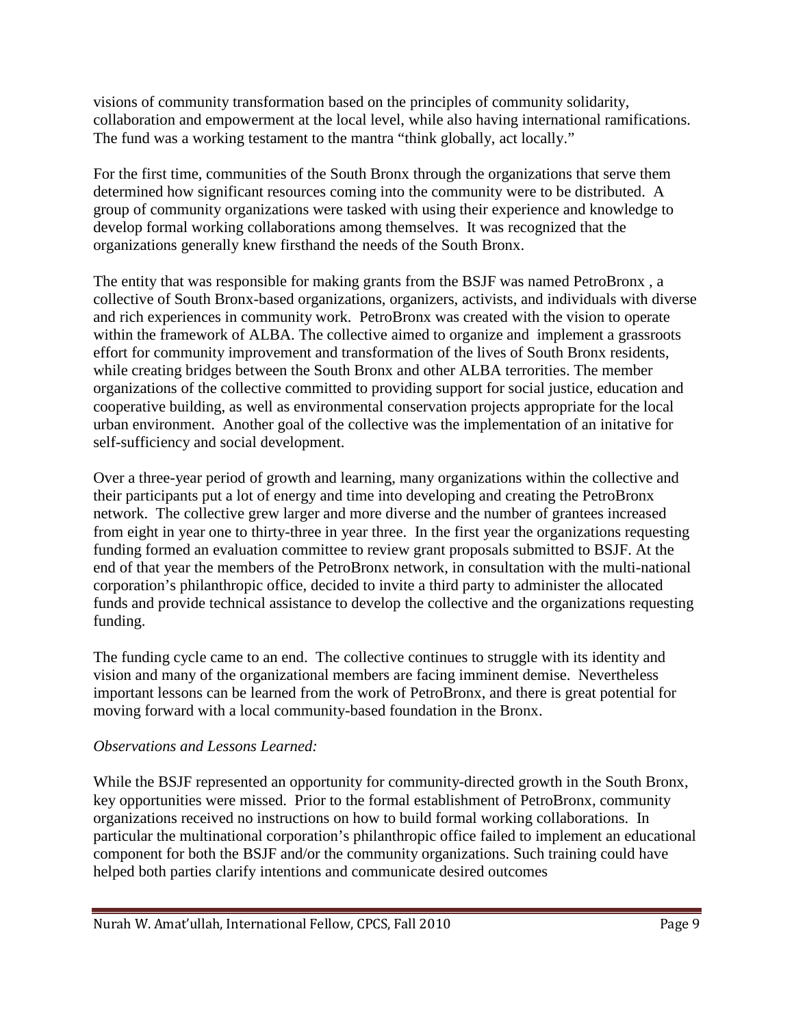visions of community transformation based on the principles of community solidarity, collaboration and empowerment at the local level, while also having international ramifications. The fund was a working testament to the mantra "think globally, act locally."

For the first time, communities of the South Bronx through the organizations that serve them determined how significant resources coming into the community were to be distributed. A group of community organizations were tasked with using their experience and knowledge to develop formal working collaborations among themselves. It was recognized that the organizations generally knew firsthand the needs of the South Bronx.

The entity that was responsible for making grants from the BSJF was named PetroBronx , a collective of South Bronx-based organizations, organizers, activists, and individuals with diverse and rich experiences in community work. PetroBronx was created with the vision to operate within the framework of ALBA. The collective aimed to organize and implement a grassroots effort for community improvement and transformation of the lives of South Bronx residents, while creating bridges between the South Bronx and other ALBA terrorities. The member organizations of the collective committed to providing support for social justice, education and cooperative building, as well as environmental conservation projects appropriate for the local urban environment. Another goal of the collective was the implementation of an initative for self-sufficiency and social development.

Over a three-year period of growth and learning, many organizations within the collective and their participants put a lot of energy and time into developing and creating the PetroBronx network. The collective grew larger and more diverse and the number of grantees increased from eight in year one to thirty-three in year three. In the first year the organizations requesting funding formed an evaluation committee to review grant proposals submitted to BSJF. At the end of that year the members of the PetroBronx network, in consultation with the multi-national corporation's philanthropic office, decided to invite a third party to administer the allocated funds and provide technical assistance to develop the collective and the organizations requesting funding.

The funding cycle came to an end. The collective continues to struggle with its identity and vision and many of the organizational members are facing imminent demise. Nevertheless important lessons can be learned from the work of PetroBronx, and there is great potential for moving forward with a local community-based foundation in the Bronx.

*Observations and Lessons Learned:*

While the BSJF represented an opportunity for community-directed growth in the South Bronx, key opportunities were missed. Prior to the formal establishment of PetroBronx, community organizations received no instructions on how to build formal working collaborations. In particular the multinational corporation's philanthropic office failed to implement an educational component for both the BSJF and/or the community organizations. Such training could have helped both parties clarify intentions and communicate desired outcomes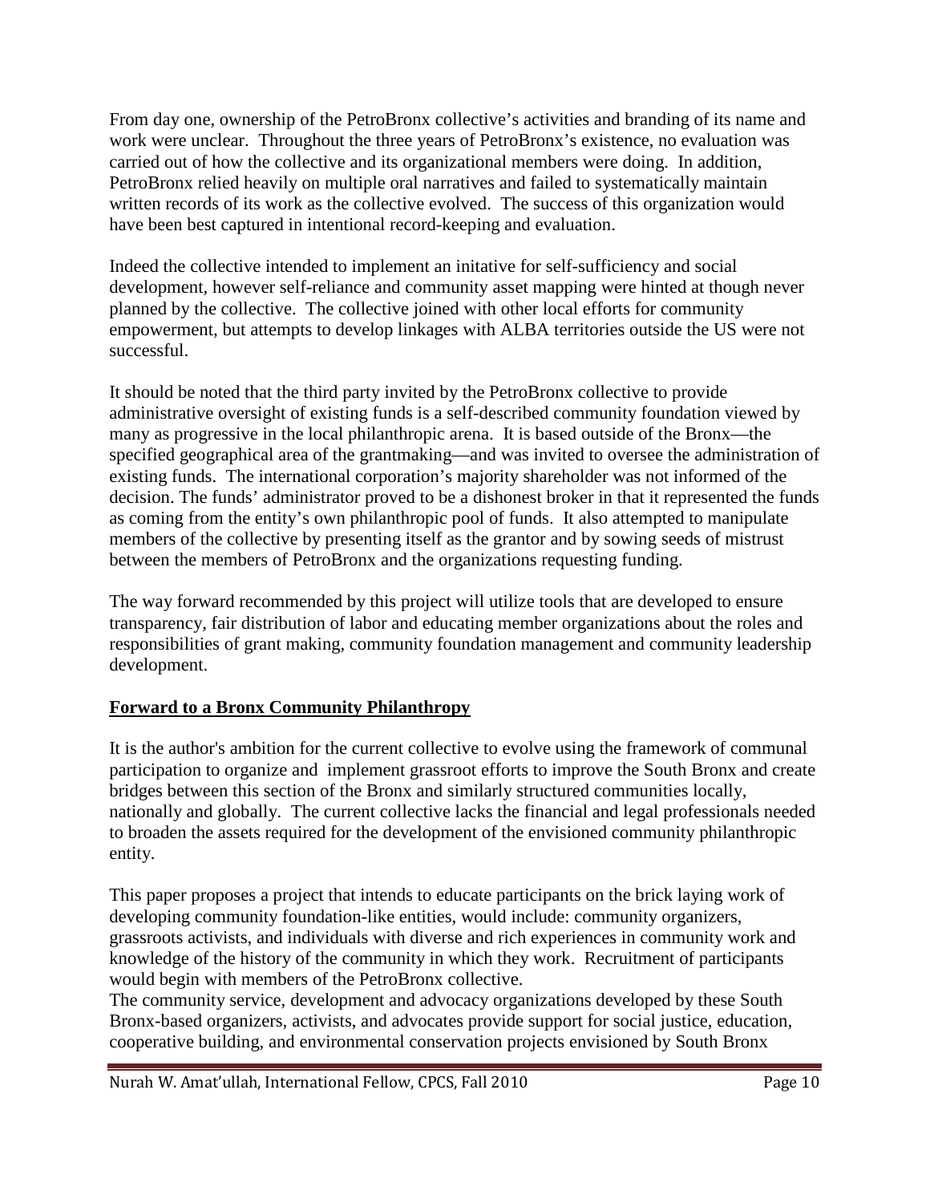From day one, ownership of the PetroBronx collective's activities and branding of its name and work were unclear. Throughout the three years of PetroBronx's existence, no evaluation was carried out of how the collective and its organizational members were doing. In addition, PetroBronx relied heavily on multiple oral narratives and failed to systematically maintain written records of its work as the collective evolved. The success of this organization would have been best captured in intentional record-keeping and evaluation.

Indeed the collective intended to implement an initative for self-sufficiency and social development, however self-reliance and community asset mapping were hinted at though never planned by the collective. The collective joined with other local efforts for community empowerment, but attempts to develop linkages with ALBA territories outside the US were not successful.

It should be noted that the third party invited by the PetroBronx collective to provide administrative oversight of existing funds is a self-described community foundation viewed by many as progressive in the local philanthropic arena. It is based outside of the Bronx—the specified geographical area of the grantmaking—and was invited to oversee the administration of existing funds. The international corporation's majority shareholder was not informed of the decision. The funds' administrator proved to be a dishonest broker in that it represented the funds as coming from the entity's own philanthropic pool of funds. It also attempted to manipulate members of the collective by presenting itself as the grantor and by sowing seeds of mistrust between the members of PetroBronx and the organizations requesting funding.

The way forward recommended by this project will utilize tools that are developed to ensure transparency, fair distribution of labor and educating member organizations about the roles and responsibilities of grant making, community foundation management and community leadership development.

## Forward to a Bronx Community Philanthropy

It is the author's ambition for the current collective to evolve using the framework of communal participation to organize and implement grassroot efforts to improve the South Bronx and create bridges between this section of the Bronx and similarly structured communities locally, nationally and globally. The current collective lacks the financial and legal professionals needed to broaden the assets required for the development of the envisioned community philanthropic entity.

This paper proposes a project that intends to educate participants on the brick laying work of developing community foundation-like entities, would include: community organizers, grassroots activists, and individuals with diverse and rich experiences in community work and knowledge of the history of the community in which they work. Recruitment of participants would begin with members of the PetroBronx collective.

The community service, development and advocacy organizations developed by these South Bronx-based organizers, activists, and advocates provide support for social justice, education, cooperative building, and environmental conservation projects envisioned by South Bronx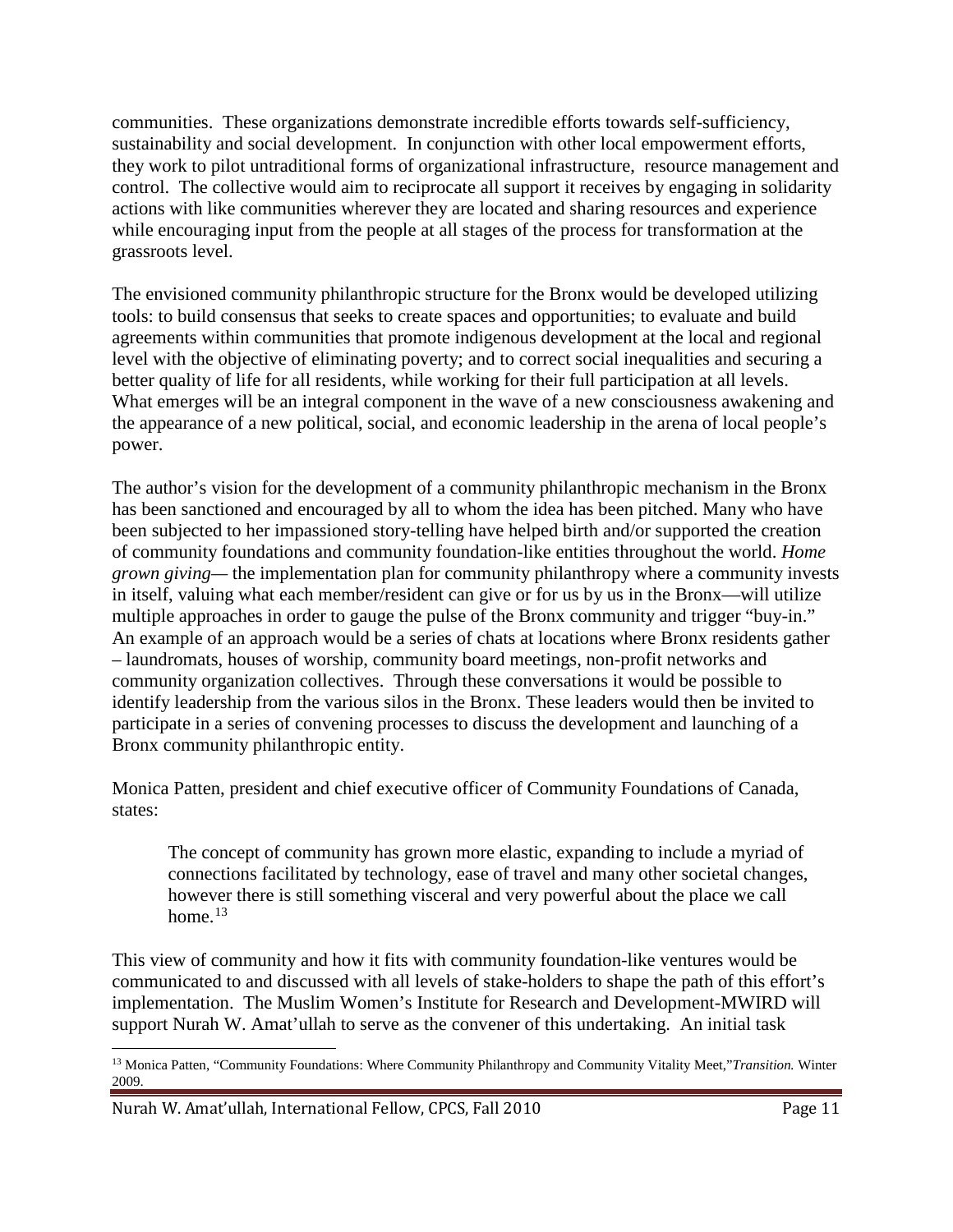communities. These organizations demonstrate incredible efforts towards self-sufficiency, sustainability and social development. In conjunction with other local empowerment efforts, they work to pilot untraditional forms of organizational infrastructure, resource management and control. The collective would aim to reciprocate all support it receives by engaging in solidarity actions with like communities wherever they are located and sharing resources and experience while encouraging input from the people at all stages of the process for transformation at the grassroots level.

The envisioned community philanthropic structure for the Bronx would be developed utilizing tools: to build consensus that seeks to create spaces and opportunities; to evaluate and build agreements within communities that promote indigenous development at the local and regional level with the objective of eliminating poverty; and to correct social inequalities and securing a better quality of life for all residents, while working for their full participation at all levels. What emerges will be an integral component in the wave of a new consciousness awakening and the appearance of a new political, social, and economic leadership in the arena of local people's power.

The author's vision for the development of a community philanthropic mechanism in the Bronx has been sanctioned and encouraged by all to whom the idea has been pitched. Many who have been subjected to her impassioned story-telling have helped birth and/or supported the creation of community foundations and community foundation-like entities throughout the world. *Home grown giving*— the implementation plan for community philanthropy where a community invests in itself, valuing what each member/resident can give or for us by us in the Bronx—will utilize multiple approaches in order to gauge the pulse of the Bronx community and trigger "buy-in." An example of an approach would be a series of chats at locations where Bronx residents gather – laundromats, houses of worship, community board meetings, non-profit networks and community organization collectives. Through these conversations it would be possible to identify leadership from the various silos in the Bronx. These leaders would then be invited to participate in a series of convening processes to discuss the development and launching of a Bronx community philanthropic entity.

Monica Patten, president and chief executive officer of Community Foundations of Canada, states:

> The concept of community has grown more elastic, expanding to include a myriad of connections facilitated by technology, ease of travel and many other societal changes, however there is still something visceral and very powerful about the place we call home.[13]

This view of community and how it fits with community foundation-like ventures would be communicated to and discussed with all levels of stake-holders to shape the path of this effort's implementation. The Muslim Women's Institute for Research and Development-MWIRD will support Nurah W. Amat'ullah to serve as the convener of this undertaking. An initial task

---

[13] Monica Patten, "Community Foundations: Where Community Philanthropy and Community Vitality Meet," *Transition.* Winter 2009.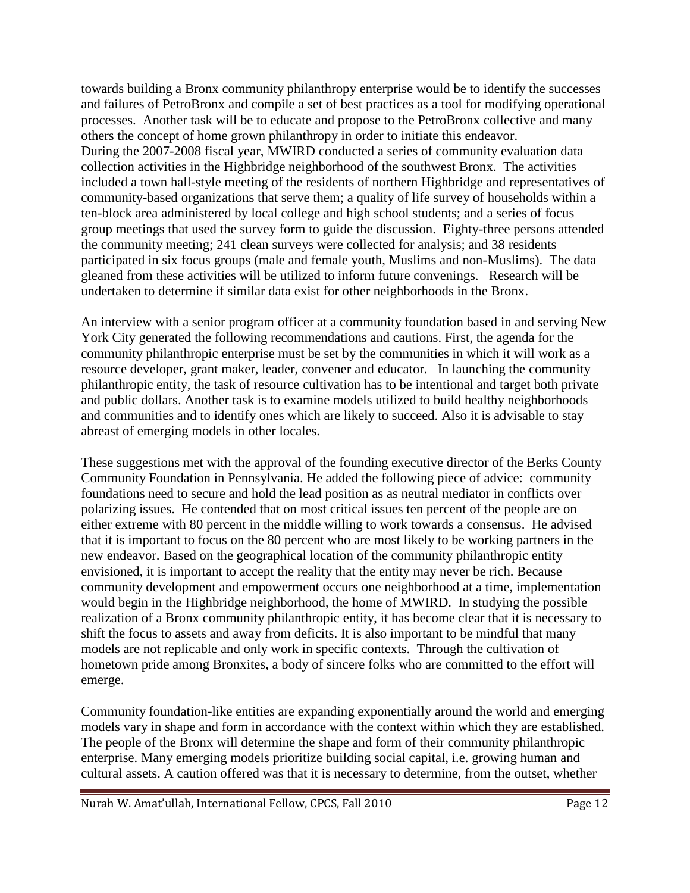towards building a Bronx community philanthropy enterprise would be to identify the successes and failures of PetroBronx and compile a set of best practices as a tool for modifying operational processes. Another task will be to educate and propose to the PetroBronx collective and many others the concept of home grown philanthropy in order to initiate this endeavor.
During the 2007-2008 fiscal year, MWIRD conducted a series of community evaluation data collection activities in the Highbridge neighborhood of the southwest Bronx. The activities included a town hall-style meeting of the residents of northern Highbridge and representatives of community-based organizations that serve them; a quality of life survey of households within a ten-block area administered by local college and high school students; and a series of focus group meetings that used the survey form to guide the discussion. Eighty-three persons attended the community meeting; 241 clean surveys were collected for analysis; and 38 residents participated in six focus groups (male and female youth, Muslims and non-Muslims). The data gleaned from these activities will be utilized to inform future convenings. Research will be undertaken to determine if similar data exist for other neighborhoods in the Bronx.

An interview with a senior program officer at a community foundation based in and serving New York City generated the following recommendations and cautions. First, the agenda for the community philanthropic enterprise must be set by the communities in which it will work as a resource developer, grant maker, leader, convener and educator. In launching the community philanthropic entity, the task of resource cultivation has to be intentional and target both private and public dollars. Another task is to examine models utilized to build healthy neighborhoods and communities and to identify ones which are likely to succeed. Also it is advisable to stay abreast of emerging models in other locales.

These suggestions met with the approval of the founding executive director of the Berks County Community Foundation in Pennsylvania. He added the following piece of advice: community foundations need to secure and hold the lead position as as neutral mediator in conflicts over polarizing issues. He contended that on most critical issues ten percent of the people are on either extreme with 80 percent in the middle willing to work towards a consensus. He advised that it is important to focus on the 80 percent who are most likely to be working partners in the new endeavor. Based on the geographical location of the community philanthropic entity envisioned, it is important to accept the reality that the entity may never be rich. Because community development and empowerment occurs one neighborhood at a time, implementation would begin in the Highbridge neighborhood, the home of MWIRD. In studying the possible realization of a Bronx community philanthropic entity, it has become clear that it is necessary to shift the focus to assets and away from deficits. It is also important to be mindful that many models are not replicable and only work in specific contexts. Through the cultivation of hometown pride among Bronxites, a body of sincere folks who are committed to the effort will emerge.

Community foundation-like entities are expanding exponentially around the world and emerging models vary in shape and form in accordance with the context within which they are established. The people of the Bronx will determine the shape and form of their community philanthropic enterprise. Many emerging models prioritize building social capital, i.e. growing human and cultural assets. A caution offered was that it is necessary to determine, from the outset, whether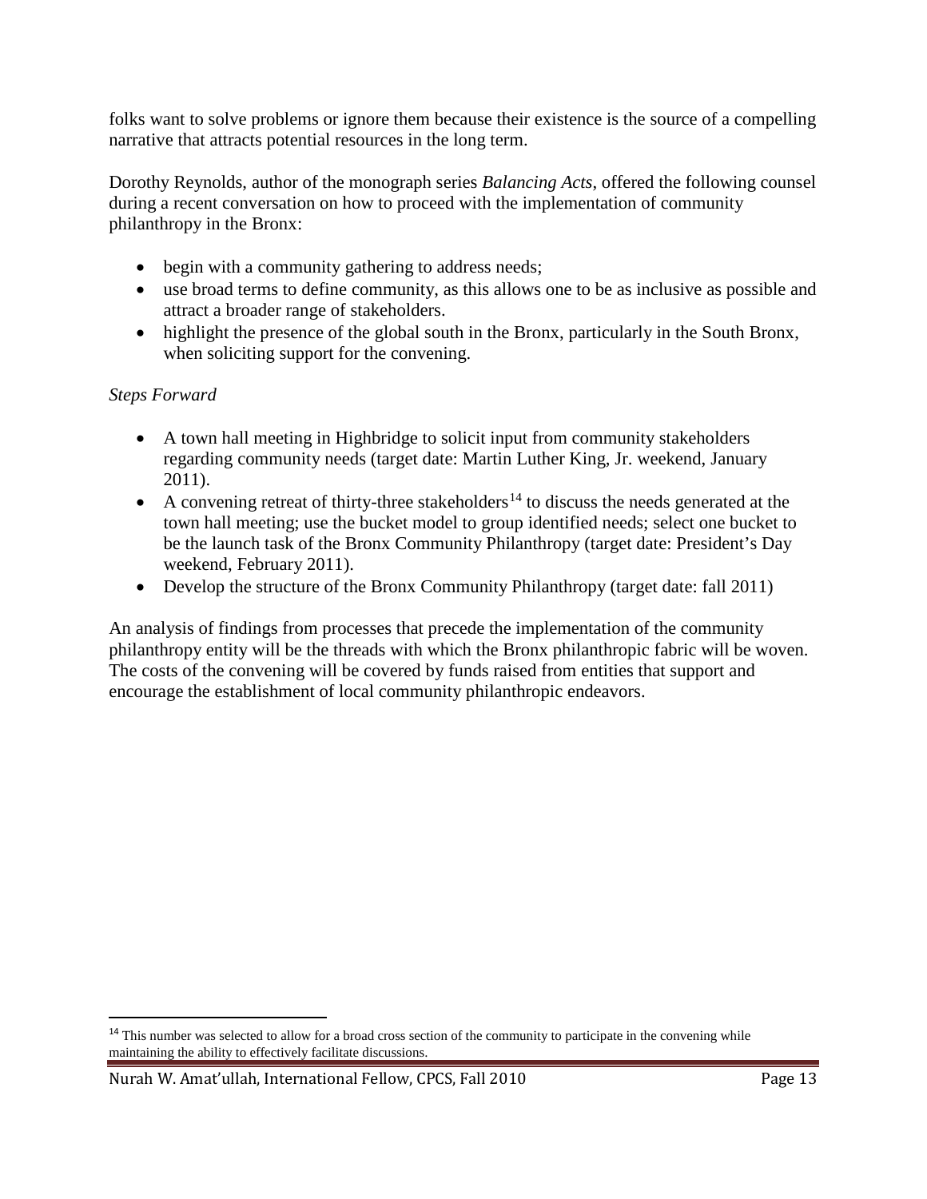folks want to solve problems or ignore them because their existence is the source of a compelling narrative that attracts potential resources in the long term.

Dorothy Reynolds, author of the monograph series *Balancing Acts*, offered the following counsel during a recent conversation on how to proceed with the implementation of community philanthropy in the Bronx:

- begin with a community gathering to address needs;
- use broad terms to define community, as this allows one to be as inclusive as possible and attract a broader range of stakeholders.
- highlight the presence of the global south in the Bronx, particularly in the South Bronx, when soliciting support for the convening.

*Steps Forward*

- A town hall meeting in Highbridge to solicit input from community stakeholders regarding community needs (target date: Martin Luther King, Jr. weekend, January 2011).
- A convening retreat of thirty-three stakeholders[14] to discuss the needs generated at the town hall meeting; use the bucket model to group identified needs; select one bucket to be the launch task of the Bronx Community Philanthropy (target date: President's Day weekend, February 2011).
- Develop the structure of the Bronx Community Philanthropy (target date: fall 2011)

An analysis of findings from processes that precede the implementation of the community philanthropy entity will be the threads with which the Bronx philanthropic fabric will be woven. The costs of the convening will be covered by funds raised from entities that support and encourage the establishment of local community philanthropic endeavors.

[14] This number was selected to allow for a broad cross section of the community to participate in the convening while maintaining the ability to effectively facilitate discussions.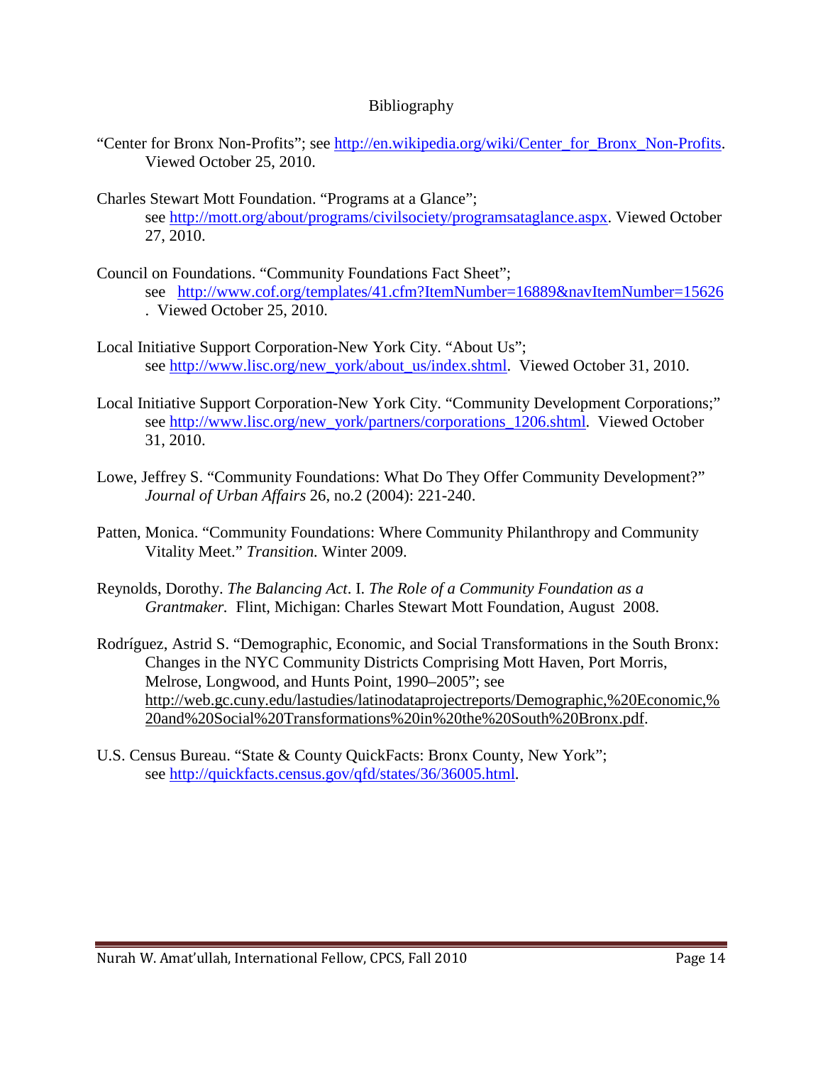# Bibliography

"Center for Bronx Non-Profits"; see http://en.wikipedia.org/wiki/Center_for_Bronx_Non-Profits. Viewed October 25, 2010.

Charles Stewart Mott Foundation. "Programs at a Glance"; see http://mott.org/about/programs/civilsociety/programsataglance.aspx. Viewed October 27, 2010.

Council on Foundations. "Community Foundations Fact Sheet"; see http://www.cof.org/templates/41.cfm?ItemNumber=16889&navItemNumber=15626 . Viewed October 25, 2010.

Local Initiative Support Corporation-New York City. "About Us"; see http://www.lisc.org/new_york/about_us/index.shtml. Viewed October 31, 2010.

Local Initiative Support Corporation-New York City. "Community Development Corporations;" see http://www.lisc.org/new_york/partners/corporations_1206.shtml. Viewed October 31, 2010.

Lowe, Jeffrey S. "Community Foundations: What Do They Offer Community Development?" *Journal of Urban Affairs* 26, no.2 (2004): 221-240.

Patten, Monica. "Community Foundations: Where Community Philanthropy and Community Vitality Meet." *Transition.* Winter 2009.

Reynolds, Dorothy. *The Balancing Act*. I. *The Role of a Community Foundation as a Grantmaker.* Flint, Michigan: Charles Stewart Mott Foundation, August 2008.

Rodríguez, Astrid S. "Demographic, Economic, and Social Transformations in the South Bronx: Changes in the NYC Community Districts Comprising Mott Haven, Port Morris, Melrose, Longwood, and Hunts Point, 1990–2005"; see http://web.gc.cuny.edu/lastudies/latinodataprojectreports/Demographic,%20Economic,%20and%20Social%20Transformations%20in%20the%20South%20Bronx.pdf.

U.S. Census Bureau. "State & County QuickFacts: Bronx County, New York"; see http://quickfacts.census.gov/qfd/states/36/36005.html.